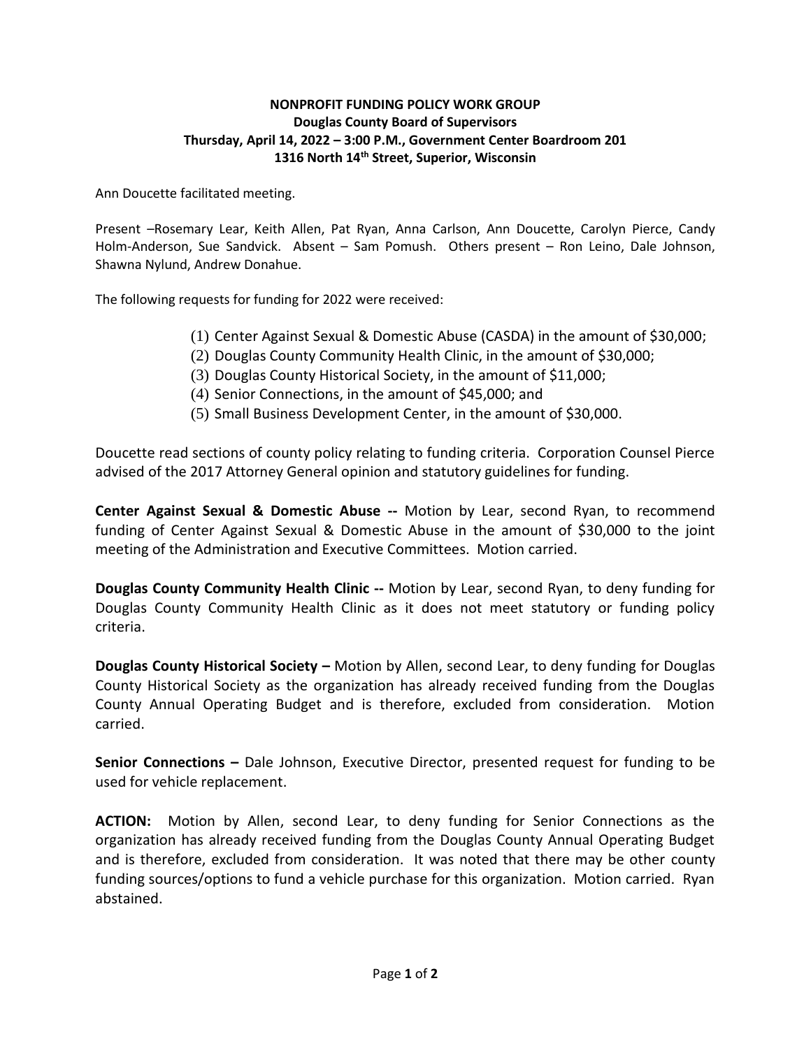**NONPROFIT FUNDING POLICY WORK GROUP**
**Douglas County Board of Supervisors**
**Thursday, April 14, 2022 – 3:00 P.M., Government Center Boardroom 201**
**1316 North 14th Street, Superior, Wisconsin**

Ann Doucette facilitated meeting.

Present –Rosemary Lear, Keith Allen, Pat Ryan, Anna Carlson, Ann Doucette, Carolyn Pierce, Candy Holm-Anderson, Sue Sandvick. Absent – Sam Pomush. Others present – Ron Leino, Dale Johnson, Shawna Nylund, Andrew Donahue.

The following requests for funding for 2022 were received:

(1) Center Against Sexual & Domestic Abuse (CASDA) in the amount of $30,000;
(2) Douglas County Community Health Clinic, in the amount of $30,000;
(3) Douglas County Historical Society, in the amount of $11,000;
(4) Senior Connections, in the amount of $45,000; and
(5) Small Business Development Center, in the amount of $30,000.

Doucette read sections of county policy relating to funding criteria. Corporation Counsel Pierce advised of the 2017 Attorney General opinion and statutory guidelines for funding.

**Center Against Sexual & Domestic Abuse --** Motion by Lear, second Ryan, to recommend funding of Center Against Sexual & Domestic Abuse in the amount of $30,000 to the joint meeting of the Administration and Executive Committees. Motion carried.

**Douglas County Community Health Clinic --** Motion by Lear, second Ryan, to deny funding for Douglas County Community Health Clinic as it does not meet statutory or funding policy criteria.

**Douglas County Historical Society –** Motion by Allen, second Lear, to deny funding for Douglas County Historical Society as the organization has already received funding from the Douglas County Annual Operating Budget and is therefore, excluded from consideration. Motion carried.

**Senior Connections –** Dale Johnson, Executive Director, presented request for funding to be used for vehicle replacement.

**ACTION:** Motion by Allen, second Lear, to deny funding for Senior Connections as the organization has already received funding from the Douglas County Annual Operating Budget and is therefore, excluded from consideration. It was noted that there may be other county funding sources/options to fund a vehicle purchase for this organization. Motion carried. Ryan abstained.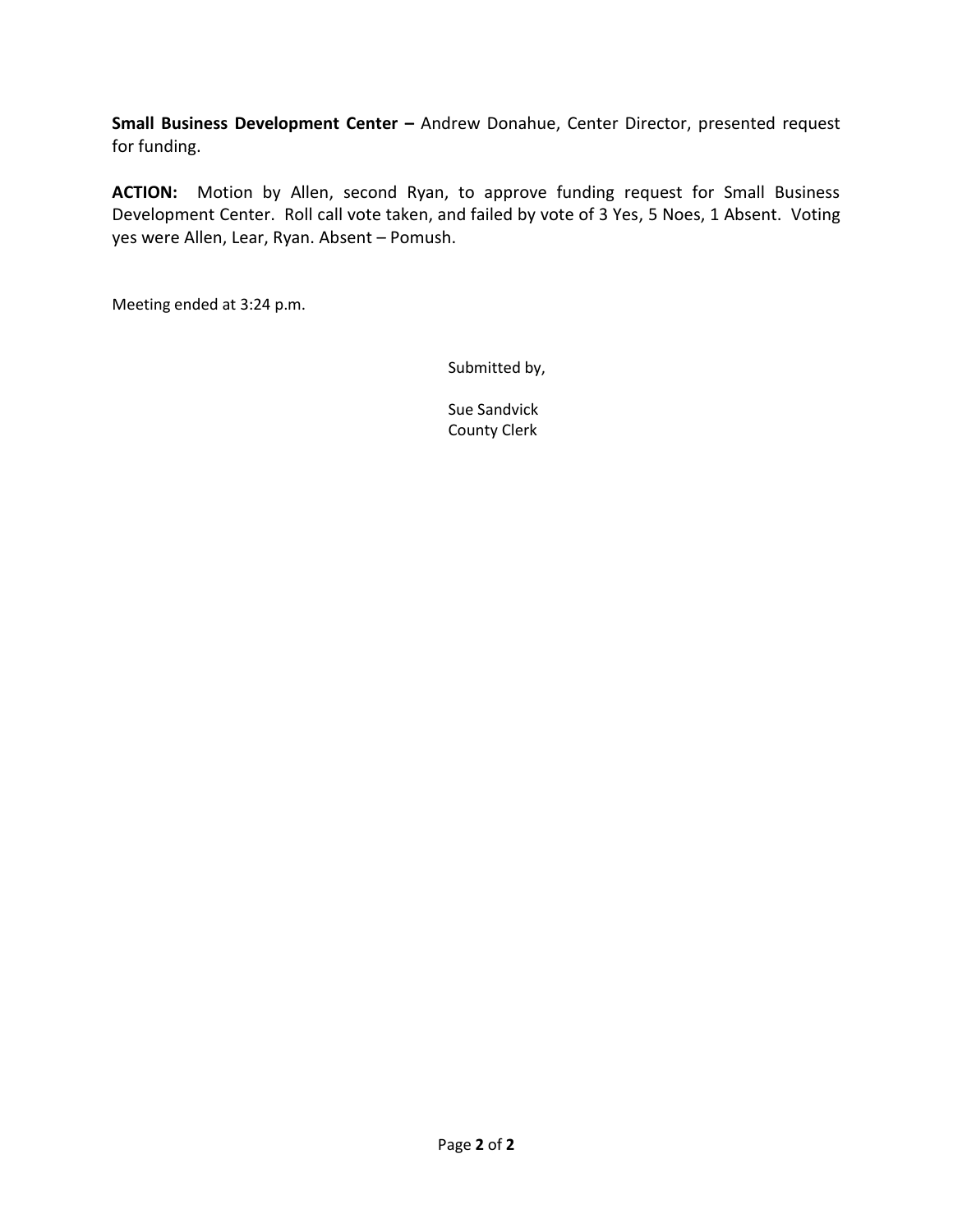**Small Business Development Center –** Andrew Donahue, Center Director, presented request for funding.

**ACTION:** Motion by Allen, second Ryan, to approve funding request for Small Business Development Center. Roll call vote taken, and failed by vote of 3 Yes, 5 Noes, 1 Absent. Voting yes were Allen, Lear, Ryan. Absent – Pomush.

Meeting ended at 3:24 p.m.

Submitted by,

Sue Sandvick
County Clerk